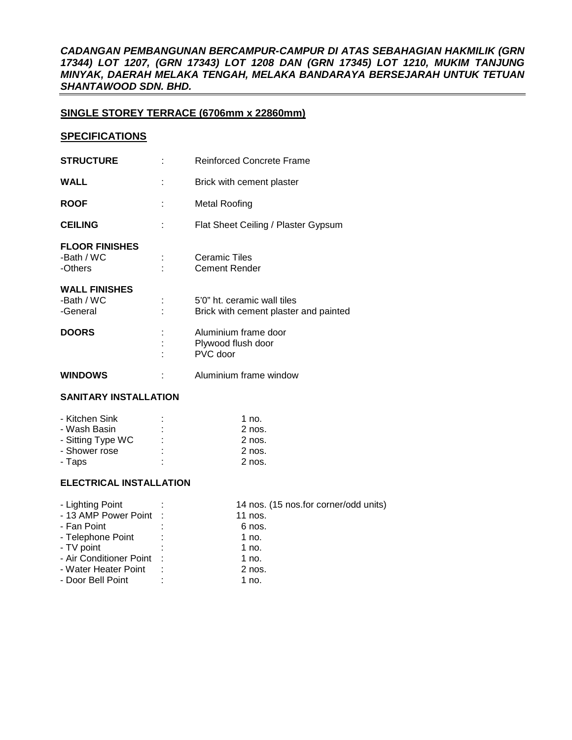***CADANGAN PEMBANGUNAN BERCAMPUR-CAMPUR DI ATAS SEBAHAGIAN HAKMILIK (GRN 17344) LOT 1207, (GRN 17343) LOT 1208 DAN (GRN 17345) LOT 1210, MUKIM TANJUNG MINYAK, DAERAH MELAKA TENGAH, MELAKA BANDARAYA BERSEJARAH UNTUK TETUAN SHANTAWOOD SDN. BHD.***

## SINGLE STOREY TERRACE (6706mm x 22860mm)

## SPECIFICATIONS

| | | |
|---|---|---|
| **STRUCTURE** | : | Reinforced Concrete Frame |
| **WALL** | : | Brick with cement plaster |
| **ROOF** | : | Metal Roofing |
| **CEILING** | : | Flat Sheet Ceiling / Plaster Gypsum |
| **FLOOR FINISHES** | | |
| -Bath / WC | : | Ceramic Tiles |
| -Others | : | Cement Render |
| **WALL FINISHES** | | |
| -Bath / WC | : | 5'0" ht. ceramic wall tiles |
| -General | : | Brick with cement plaster and painted |
| **DOORS** | : | Aluminium frame door |
| | : | Plywood flush door |
| | : | PVC door |
| **WINDOWS** | : | Aluminium frame window |

### SANITARY INSTALLATION

| | | |
|---|---|---|
| - Kitchen Sink | : | 1 no. |
| - Wash Basin | : | 2 nos. |
| - Sitting Type WC | : | 2 nos. |
| - Shower rose | : | 2 nos. |
| - Taps | : | 2 nos. |

### ELECTRICAL INSTALLATION

| | | |
|---|---|---|
| - Lighting Point | : | 14 nos. (15 nos.for corner/odd units) |
| - 13 AMP Power Point | : | 11 nos. |
| - Fan Point | : | 6 nos. |
| - Telephone Point | : | 1 no. |
| - TV point | : | 1 no. |
| - Air Conditioner Point | : | 1 no. |
| - Water Heater Point | : | 2 nos. |
| - Door Bell Point | : | 1 no. |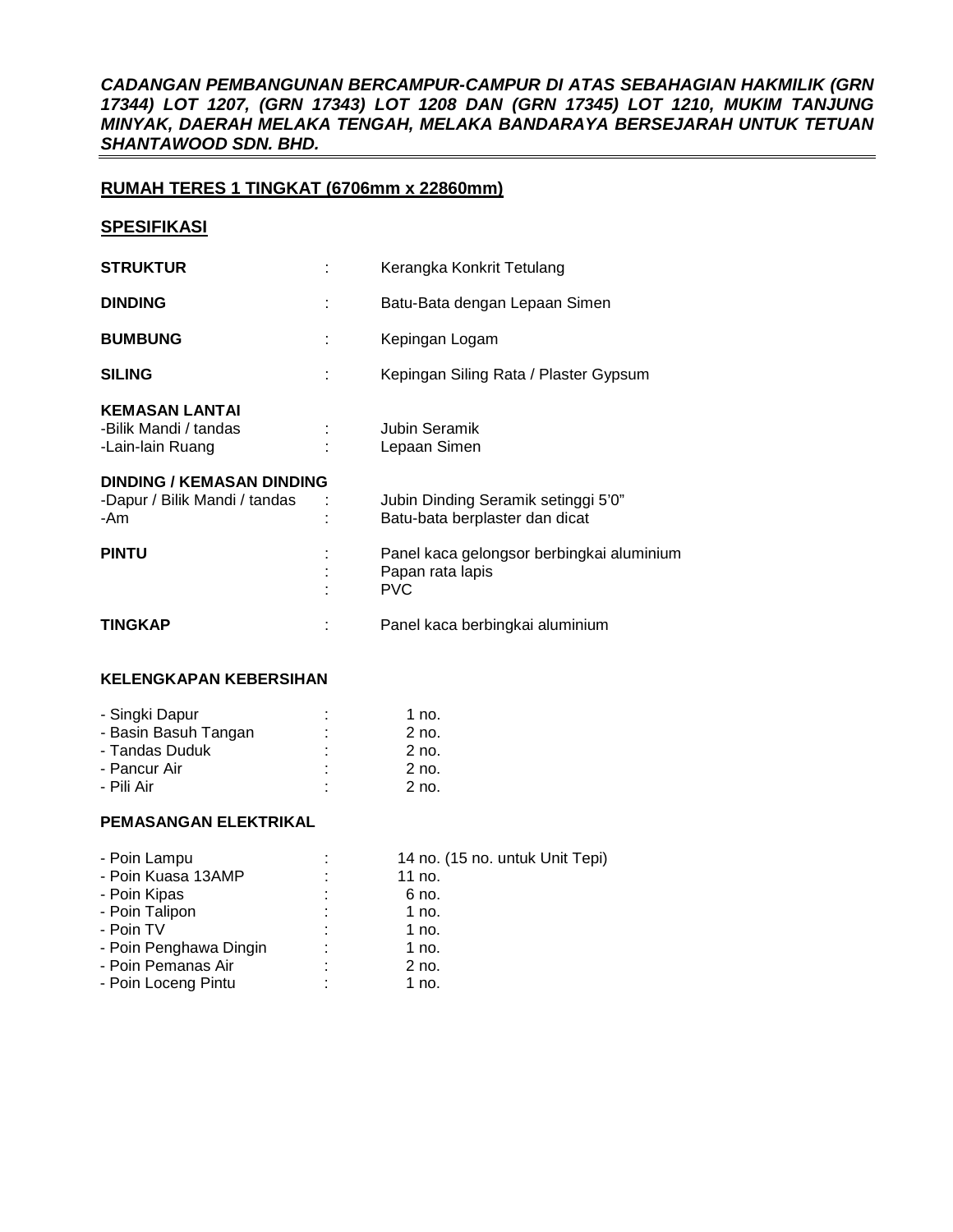***CADANGAN PEMBANGUNAN BERCAMPUR-CAMPUR DI ATAS SEBAHAGIAN HAKMILIK (GRN 17344) LOT 1207, (GRN 17343) LOT 1208 DAN (GRN 17345) LOT 1210, MUKIM TANJUNG MINYAK, DAERAH MELAKA TENGAH, MELAKA BANDARAYA BERSEJARAH UNTUK TETUAN SHANTAWOOD SDN. BHD.***

## RUMAH TERES 1 TINGKAT (6706mm x 22860mm)

### SPESIFIKASI

| | | |
|---|---|---|
| **STRUKTUR** | : | Kerangka Konkrit Tetulang |
| **DINDING** | : | Batu-Bata dengan Lepaan Simen |
| **BUMBUNG** | : | Kepingan Logam |
| **SILING** | : | Kepingan Siling Rata / Plaster Gypsum |
| **KEMASAN LANTAI** | | |
| -Bilik Mandi / tandas | : | Jubin Seramik |
| -Lain-lain Ruang | : | Lepaan Simen |
| **DINDING / KEMASAN DINDING** | | |
| -Dapur / Bilik Mandi / tandas | : | Jubin Dinding Seramik setinggi 5'0" |
| -Am | : | Batu-bata berplaster dan dicat |
| **PINTU** | : | Panel kaca gelongsor berbingkai aluminium |
| | : | Papan rata lapis |
| | : | PVC |
| **TINGKAP** | : | Panel kaca berbingkai aluminium |

**KELENGKAPAN KEBERSIHAN**

| | | |
|---|---|---|
| - Singki Dapur | : | 1 no. |
| - Basin Basuh Tangan | : | 2 no. |
| - Tandas Duduk | : | 2 no. |
| - Pancur Air | : | 2 no. |
| - Pili Air | : | 2 no. |

**PEMASANGAN ELEKTRIKAL**

| | | |
|---|---|---|
| - Poin Lampu | : | 14 no. (15 no. untuk Unit Tepi) |
| - Poin Kuasa 13AMP | : | 11 no. |
| - Poin Kipas | : | 6 no. |
| - Poin Talipon | : | 1 no. |
| - Poin TV | : | 1 no. |
| - Poin Penghawa Dingin | : | 1 no. |
| - Poin Pemanas Air | : | 2 no. |
| - Poin Loceng Pintu | : | 1 no. |